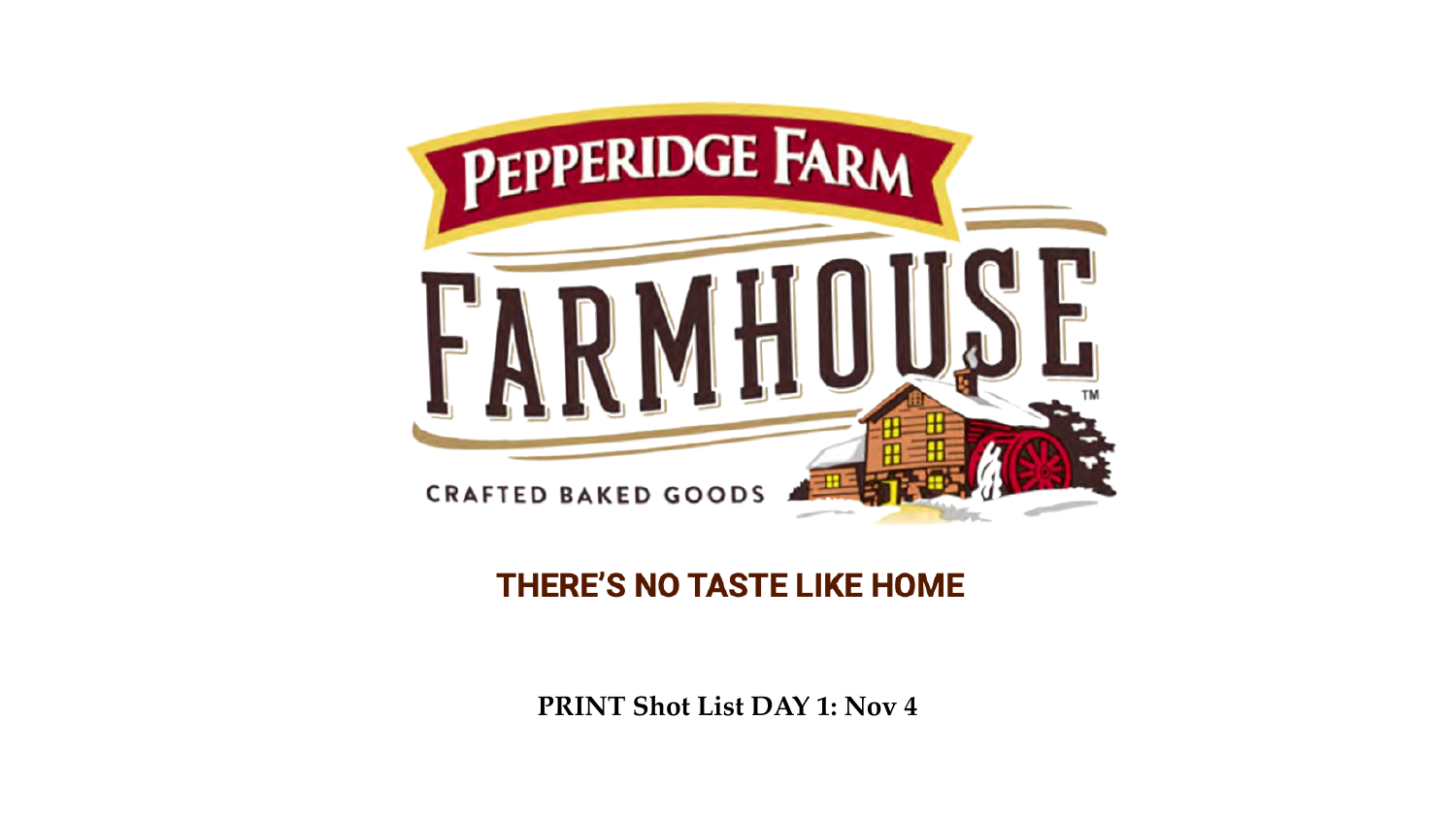# PEPPERIDGE FARM FARMHOUSE

CRAFTED BAKED GOODS

## THERE'S NO TASTE LIKE HOME

**PRINT Shot List DAY 1: Nov 4**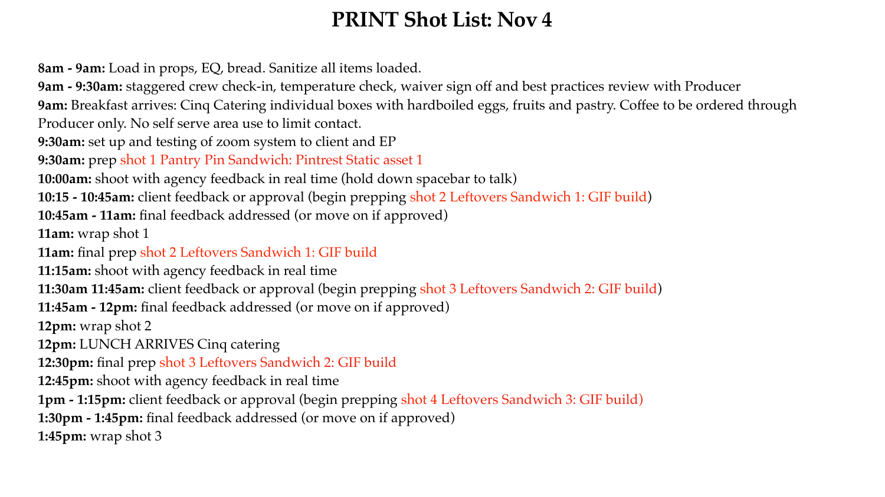# PRINT Shot List: Nov 4

**8am - 9am:** Load in props, EQ, bread. Sanitize all items loaded.
**9am - 9:30am:** staggered crew check-in, temperature check, waiver sign off and best practices review with Producer
**9am:** Breakfast arrives: Cinq Catering individual boxes with hardboiled eggs, fruits and pastry. Coffee to be ordered through Producer only. No self serve area use to limit contact.
**9:30am:** set up and testing of zoom system to client and EP
**9:30am:** prep shot 1 Pantry Pin Sandwich: Pintrest Static asset 1
**10:00am:** shoot with agency feedback in real time (hold down spacebar to talk)
**10:15 - 10:45am:** client feedback or approval (begin prepping shot 2 Leftovers Sandwich 1: GIF build)
**10:45am - 11am:** final feedback addressed (or move on if approved)
**11am:** wrap shot 1
**11am:** final prep shot 2 Leftovers Sandwich 1: GIF build
**11:15am:** shoot with agency feedback in real time
**11:30am 11:45am:** client feedback or approval (begin prepping shot 3 Leftovers Sandwich 2: GIF build)
**11:45am - 12pm:** final feedback addressed (or move on if approved)
**12pm:** wrap shot 2
**12pm:** LUNCH ARRIVES Cinq catering
**12:30pm:** final prep shot 3 Leftovers Sandwich 2: GIF build
**12:45pm:** shoot with agency feedback in real time
**1pm - 1:15pm:** client feedback or approval (begin prepping shot 4 Leftovers Sandwich 3: GIF build)
**1:30pm - 1:45pm:** final feedback addressed (or move on if approved)
**1:45pm:** wrap shot 3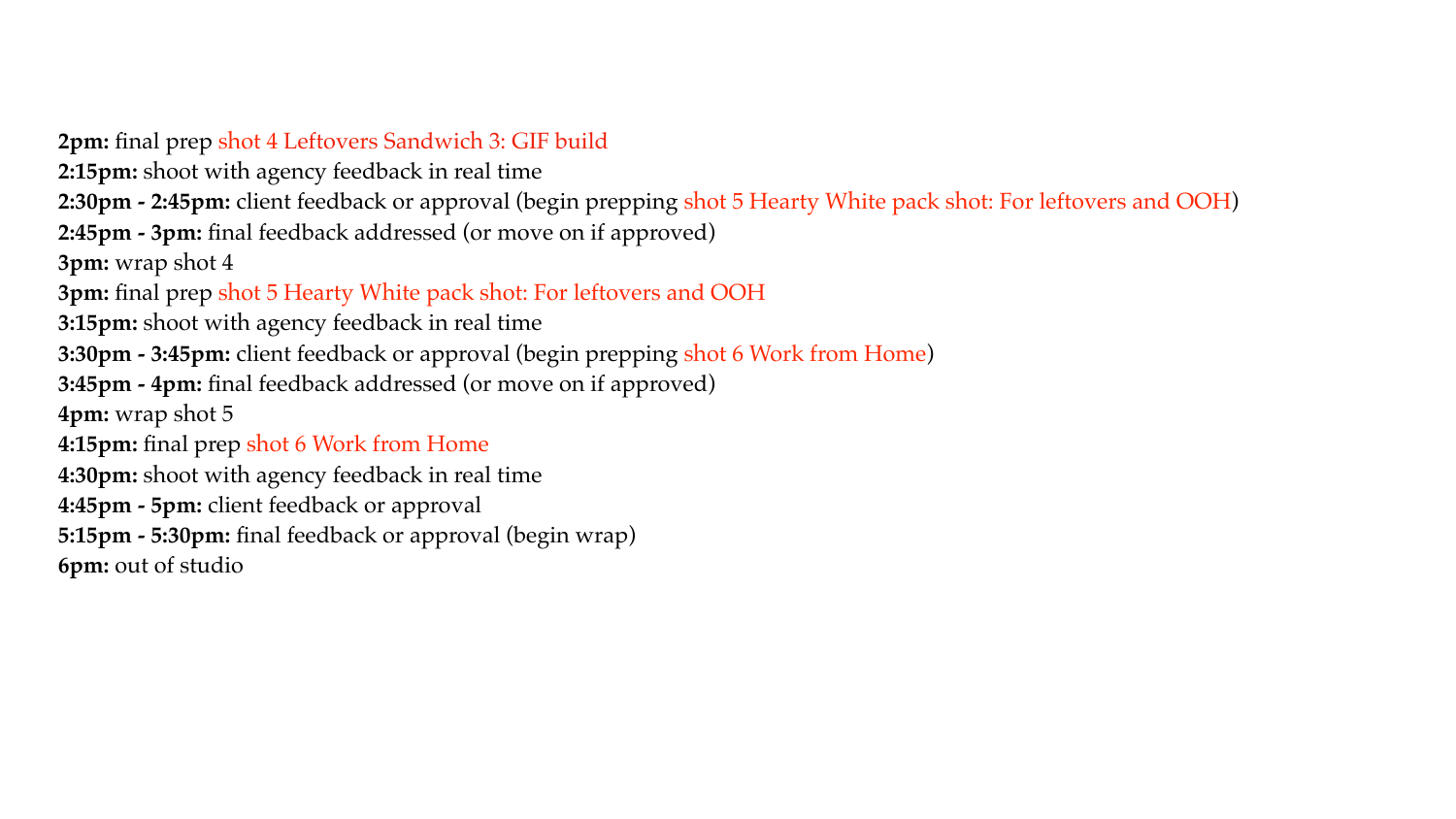**2pm:** final prep shot 4 Leftovers Sandwich 3: GIF build
**2:15pm:** shoot with agency feedback in real time
**2:30pm - 2:45pm:** client feedback or approval (begin prepping shot 5 Hearty White pack shot: For leftovers and OOH)
**2:45pm - 3pm:** final feedback addressed (or move on if approved)
**3pm:** wrap shot 4
**3pm:** final prep shot 5 Hearty White pack shot: For leftovers and OOH
**3:15pm:** shoot with agency feedback in real time
**3:30pm - 3:45pm:** client feedback or approval (begin prepping shot 6 Work from Home)
**3:45pm - 4pm:** final feedback addressed (or move on if approved)
**4pm:** wrap shot 5
**4:15pm:** final prep shot 6 Work from Home
**4:30pm:** shoot with agency feedback in real time
**4:45pm - 5pm:** client feedback or approval
**5:15pm - 5:30pm:** final feedback or approval (begin wrap)
**6pm:** out of studio